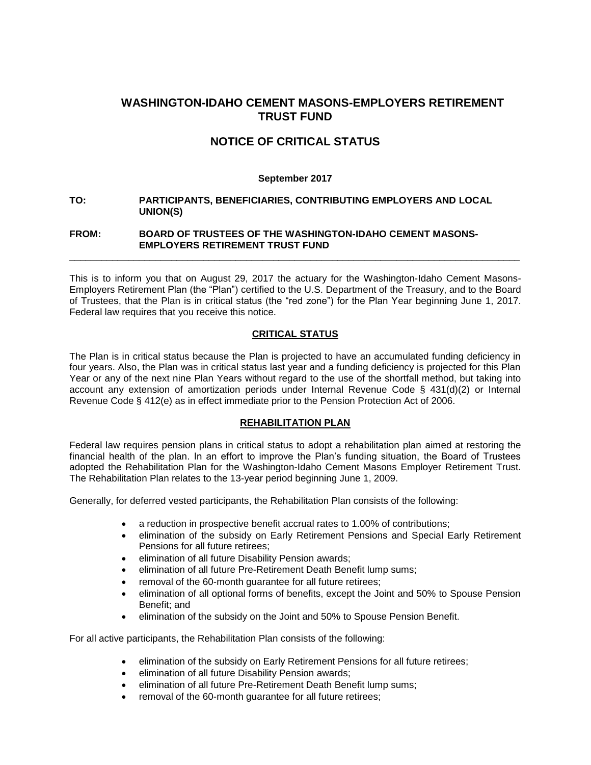# WASHINGTON-IDAHO CEMENT MASONS-EMPLOYERS RETIREMENT TRUST FUND

## NOTICE OF CRITICAL STATUS

**September 2017**

**TO:** **PARTICIPANTS, BENEFICIARIES, CONTRIBUTING EMPLOYERS AND LOCAL UNION(S)**

**FROM:** **BOARD OF TRUSTEES OF THE WASHINGTON-IDAHO CEMENT MASONS-EMPLOYERS RETIREMENT TRUST FUND**

---

This is to inform you that on August 29, 2017 the actuary for the Washington-Idaho Cement Masons-Employers Retirement Plan (the "Plan") certified to the U.S. Department of the Treasury, and to the Board of Trustees, that the Plan is in critical status (the "red zone") for the Plan Year beginning June 1, 2017. Federal law requires that you receive this notice.

### CRITICAL STATUS

The Plan is in critical status because the Plan is projected to have an accumulated funding deficiency in four years. Also, the Plan was in critical status last year and a funding deficiency is projected for this Plan Year or any of the next nine Plan Years without regard to the use of the shortfall method, but taking into account any extension of amortization periods under Internal Revenue Code § 431(d)(2) or Internal Revenue Code § 412(e) as in effect immediate prior to the Pension Protection Act of 2006.

### REHABILITATION PLAN

Federal law requires pension plans in critical status to adopt a rehabilitation plan aimed at restoring the financial health of the plan. In an effort to improve the Plan's funding situation, the Board of Trustees adopted the Rehabilitation Plan for the Washington-Idaho Cement Masons Employer Retirement Trust. The Rehabilitation Plan relates to the 13-year period beginning June 1, 2009.

Generally, for deferred vested participants, the Rehabilitation Plan consists of the following:

- a reduction in prospective benefit accrual rates to 1.00% of contributions;
- elimination of the subsidy on Early Retirement Pensions and Special Early Retirement Pensions for all future retirees;
- elimination of all future Disability Pension awards;
- elimination of all future Pre-Retirement Death Benefit lump sums;
- removal of the 60-month guarantee for all future retirees;
- elimination of all optional forms of benefits, except the Joint and 50% to Spouse Pension Benefit; and
- elimination of the subsidy on the Joint and 50% to Spouse Pension Benefit.

For all active participants, the Rehabilitation Plan consists of the following:

- elimination of the subsidy on Early Retirement Pensions for all future retirees;
- elimination of all future Disability Pension awards;
- elimination of all future Pre-Retirement Death Benefit lump sums;
- removal of the 60-month guarantee for all future retirees;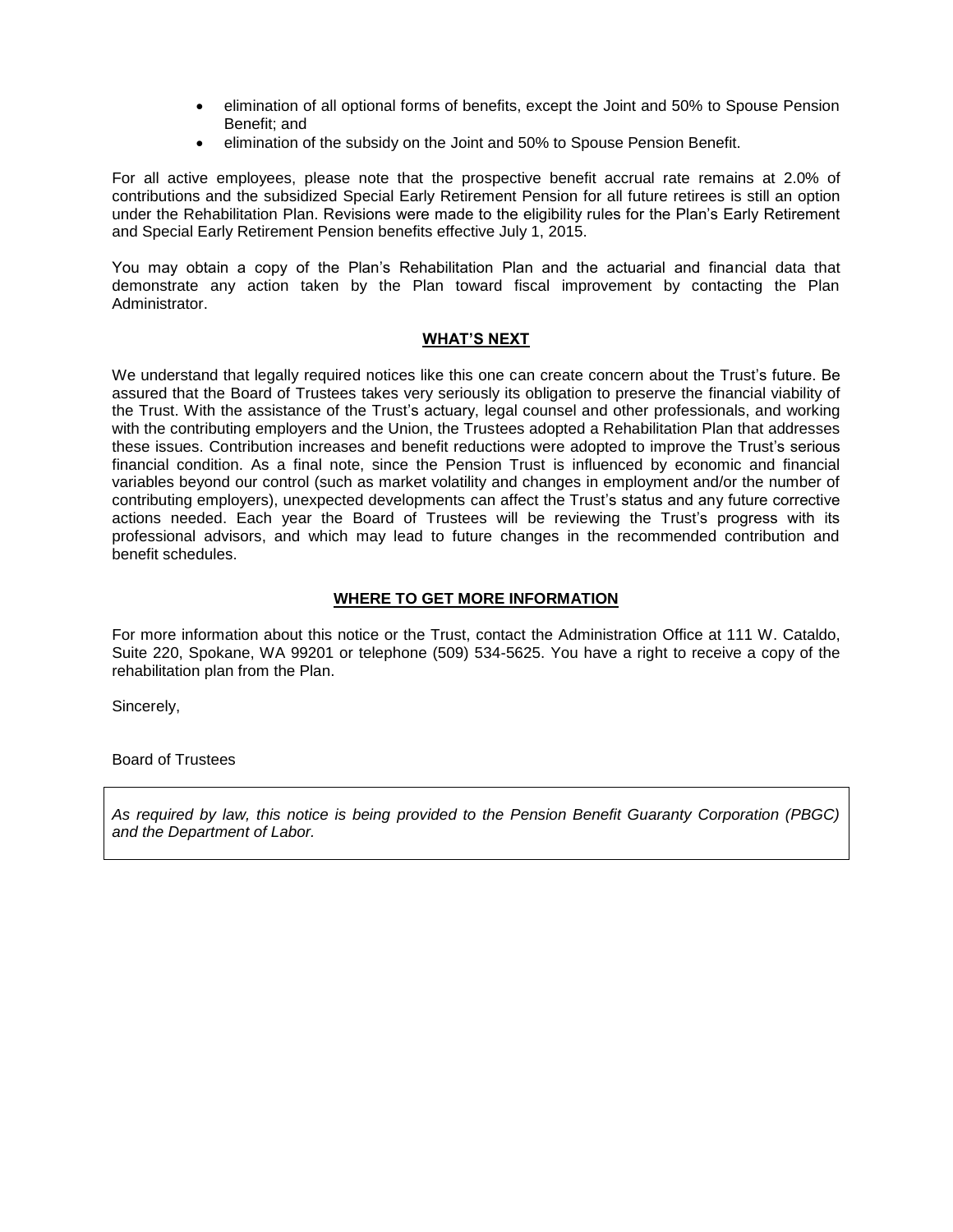- elimination of all optional forms of benefits, except the Joint and 50% to Spouse Pension Benefit; and
- elimination of the subsidy on the Joint and 50% to Spouse Pension Benefit.

For all active employees, please note that the prospective benefit accrual rate remains at 2.0% of contributions and the subsidized Special Early Retirement Pension for all future retirees is still an option under the Rehabilitation Plan. Revisions were made to the eligibility rules for the Plan's Early Retirement and Special Early Retirement Pension benefits effective July 1, 2015.

You may obtain a copy of the Plan's Rehabilitation Plan and the actuarial and financial data that demonstrate any action taken by the Plan toward fiscal improvement by contacting the Plan Administrator.

## WHAT'S NEXT

We understand that legally required notices like this one can create concern about the Trust's future. Be assured that the Board of Trustees takes very seriously its obligation to preserve the financial viability of the Trust. With the assistance of the Trust's actuary, legal counsel and other professionals, and working with the contributing employers and the Union, the Trustees adopted a Rehabilitation Plan that addresses these issues. Contribution increases and benefit reductions were adopted to improve the Trust's serious financial condition. As a final note, since the Pension Trust is influenced by economic and financial variables beyond our control (such as market volatility and changes in employment and/or the number of contributing employers), unexpected developments can affect the Trust's status and any future corrective actions needed. Each year the Board of Trustees will be reviewing the Trust's progress with its professional advisors, and which may lead to future changes in the recommended contribution and benefit schedules.

## WHERE TO GET MORE INFORMATION

For more information about this notice or the Trust, contact the Administration Office at 111 W. Cataldo, Suite 220, Spokane, WA 99201 or telephone (509) 534-5625. You have a right to receive a copy of the rehabilitation plan from the Plan.

Sincerely,

Board of Trustees

*As required by law, this notice is being provided to the Pension Benefit Guaranty Corporation (PBGC) and the Department of Labor.*